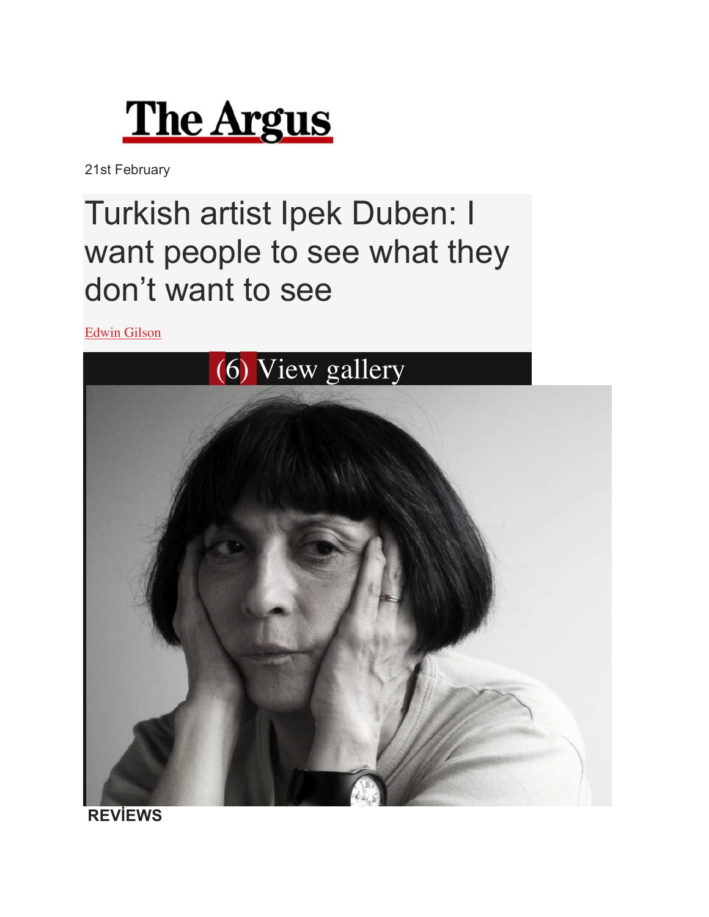The Argus

21st February

# Turkish artist Ipek Duben: I want people to see what they don't want to see

Edwin Gilson

(6) View gallery

**REVİEWS**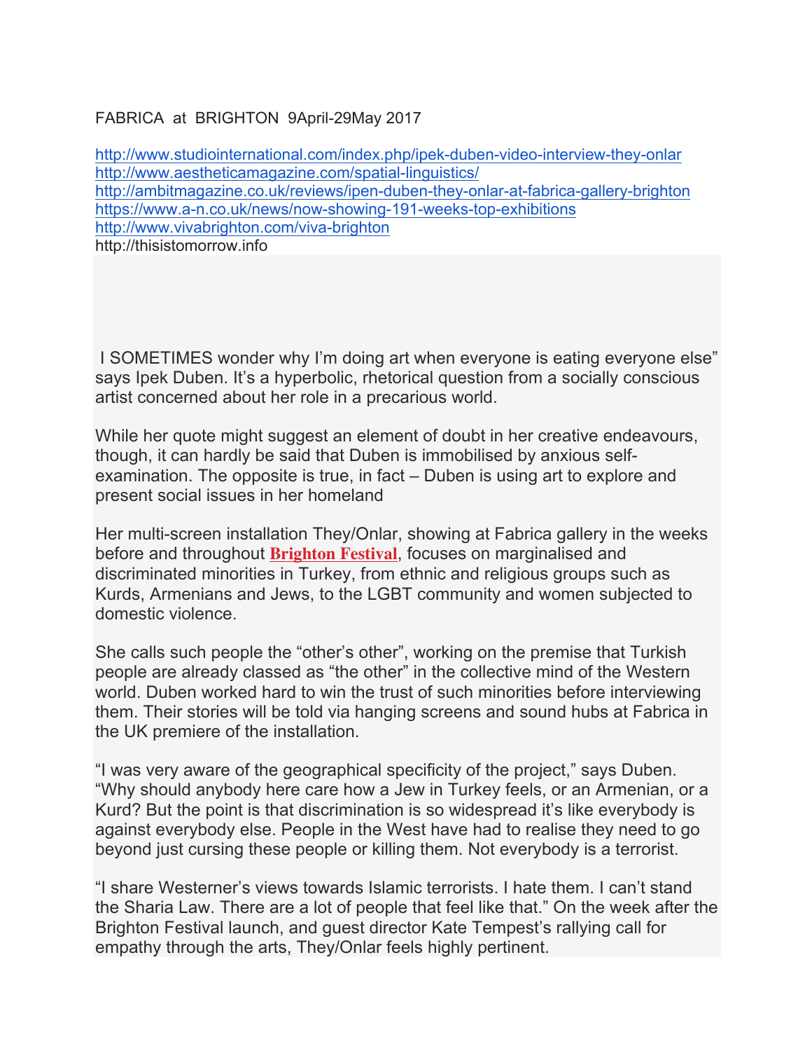FABRICA at BRIGHTON 9April-29May 2017

http://www.studiointernational.com/index.php/ipek-duben-video-interview-they-onlar
http://www.aestheticamagazine.com/spatial-linguistics/
http://ambitmagazine.co.uk/reviews/ipen-duben-they-onlar-at-fabrica-gallery-brighton
https://www.a-n.co.uk/news/now-showing-191-weeks-top-exhibitions
http://www.vivabrighton.com/viva-brighton
http://thisistomorrow.info

I SOMETIMES wonder why I'm doing art when everyone is eating everyone else" says Ipek Duben. It's a hyperbolic, rhetorical question from a socially conscious artist concerned about her role in a precarious world.

While her quote might suggest an element of doubt in her creative endeavours, though, it can hardly be said that Duben is immobilised by anxious self-examination. The opposite is true, in fact – Duben is using art to explore and present social issues in her homeland

Her multi-screen installation They/Onlar, showing at Fabrica gallery in the weeks before and throughout **Brighton Festival**, focuses on marginalised and discriminated minorities in Turkey, from ethnic and religious groups such as Kurds, Armenians and Jews, to the LGBT community and women subjected to domestic violence.

She calls such people the "other's other", working on the premise that Turkish people are already classed as "the other" in the collective mind of the Western world. Duben worked hard to win the trust of such minorities before interviewing them. Their stories will be told via hanging screens and sound hubs at Fabrica in the UK premiere of the installation.

"I was very aware of the geographical specificity of the project," says Duben. "Why should anybody here care how a Jew in Turkey feels, or an Armenian, or a Kurd? But the point is that discrimination is so widespread it's like everybody is against everybody else. People in the West have had to realise they need to go beyond just cursing these people or killing them. Not everybody is a terrorist.

"I share Westerner's views towards Islamic terrorists. I hate them. I can't stand the Sharia Law. There are a lot of people that feel like that." On the week after the Brighton Festival launch, and guest director Kate Tempest's rallying call for empathy through the arts, They/Onlar feels highly pertinent.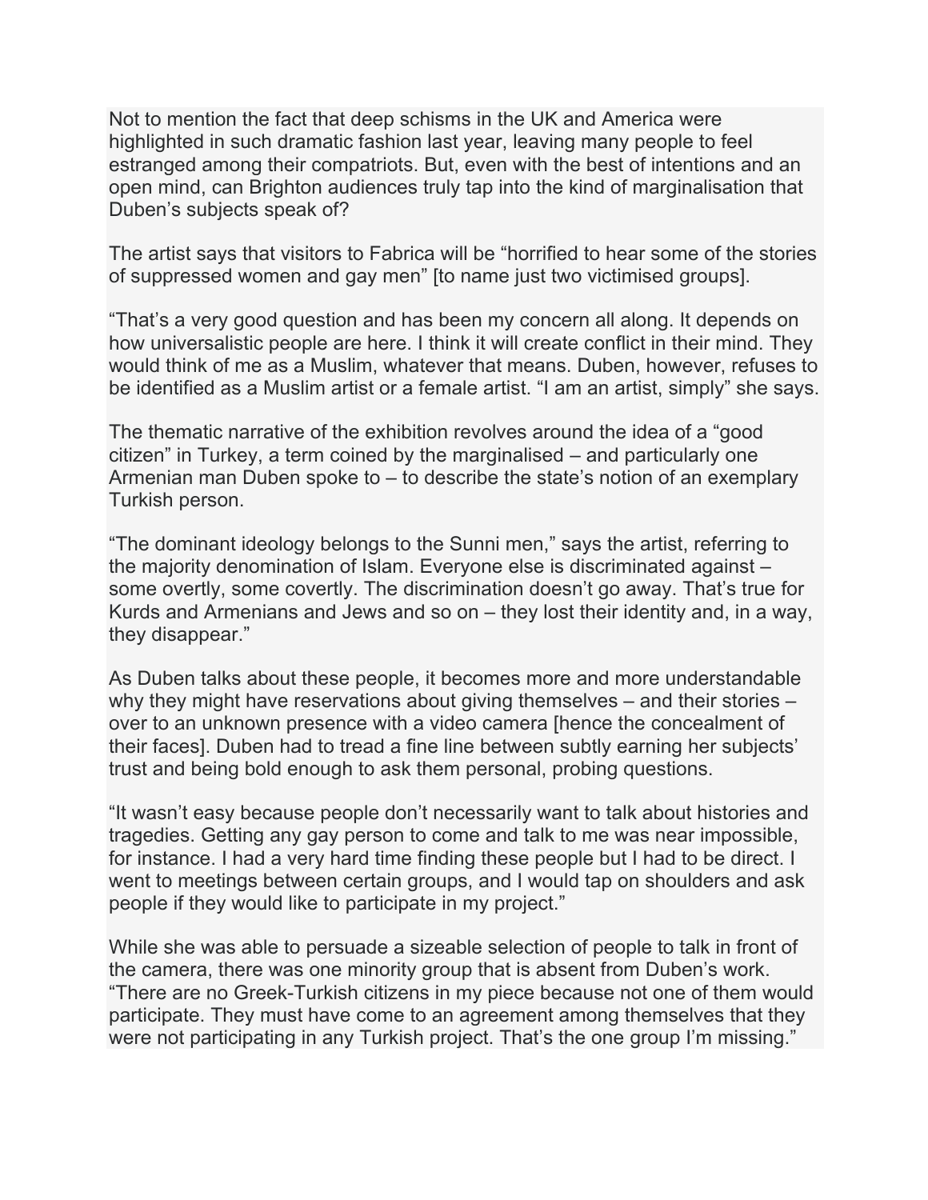Not to mention the fact that deep schisms in the UK and America were highlighted in such dramatic fashion last year, leaving many people to feel estranged among their compatriots. But, even with the best of intentions and an open mind, can Brighton audiences truly tap into the kind of marginalisation that Duben's subjects speak of?

The artist says that visitors to Fabrica will be "horrified to hear some of the stories of suppressed women and gay men" [to name just two victimised groups].

"That's a very good question and has been my concern all along. It depends on how universalistic people are here. I think it will create conflict in their mind. They would think of me as a Muslim, whatever that means. Duben, however, refuses to be identified as a Muslim artist or a female artist. "I am an artist, simply" she says.

The thematic narrative of the exhibition revolves around the idea of a "good citizen" in Turkey, a term coined by the marginalised – and particularly one Armenian man Duben spoke to – to describe the state's notion of an exemplary Turkish person.

"The dominant ideology belongs to the Sunni men," says the artist, referring to the majority denomination of Islam. Everyone else is discriminated against – some overtly, some covertly. The discrimination doesn't go away. That's true for Kurds and Armenians and Jews and so on – they lost their identity and, in a way, they disappear."

As Duben talks about these people, it becomes more and more understandable why they might have reservations about giving themselves – and their stories – over to an unknown presence with a video camera [hence the concealment of their faces]. Duben had to tread a fine line between subtly earning her subjects' trust and being bold enough to ask them personal, probing questions.

"It wasn't easy because people don't necessarily want to talk about histories and tragedies. Getting any gay person to come and talk to me was near impossible, for instance. I had a very hard time finding these people but I had to be direct. I went to meetings between certain groups, and I would tap on shoulders and ask people if they would like to participate in my project."

While she was able to persuade a sizeable selection of people to talk in front of the camera, there was one minority group that is absent from Duben's work. "There are no Greek-Turkish citizens in my piece because not one of them would participate. They must have come to an agreement among themselves that they were not participating in any Turkish project. That's the one group I'm missing."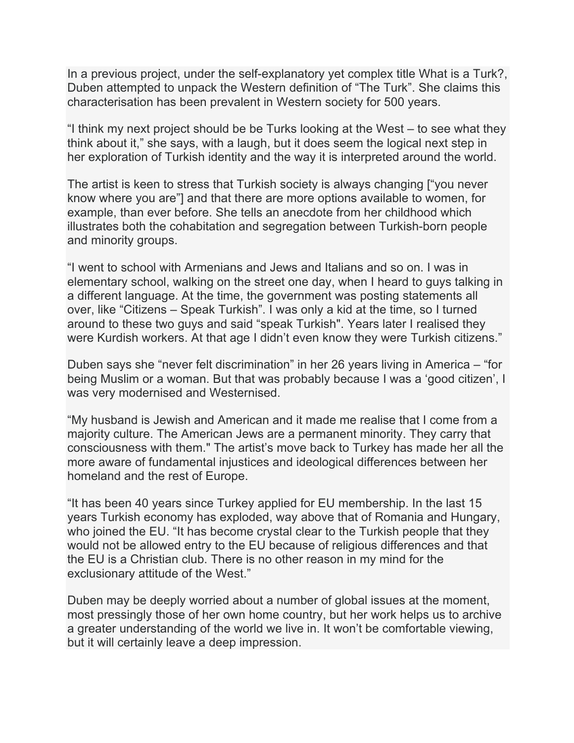In a previous project, under the self-explanatory yet complex title What is a Turk?, Duben attempted to unpack the Western definition of “The Turk”. She claims this characterisation has been prevalent in Western society for 500 years.

“I think my next project should be be Turks looking at the West – to see what they think about it,” she says, with a laugh, but it does seem the logical next step in her exploration of Turkish identity and the way it is interpreted around the world.

The artist is keen to stress that Turkish society is always changing [“you never know where you are”] and that there are more options available to women, for example, than ever before. She tells an anecdote from her childhood which illustrates both the cohabitation and segregation between Turkish-born people and minority groups.

“I went to school with Armenians and Jews and Italians and so on. I was in elementary school, walking on the street one day, when I heard to guys talking in a different language. At the time, the government was posting statements all over, like “Citizens – Speak Turkish”. I was only a kid at the time, so I turned around to these two guys and said “speak Turkish". Years later I realised they were Kurdish workers. At that age I didn’t even know they were Turkish citizens.”

Duben says she “never felt discrimination” in her 26 years living in America – “for being Muslim or a woman. But that was probably because I was a ‘good citizen’, I was very modernised and Westernised.

“My husband is Jewish and American and it made me realise that I come from a majority culture. The American Jews are a permanent minority. They carry that consciousness with them." The artist’s move back to Turkey has made her all the more aware of fundamental injustices and ideological differences between her homeland and the rest of Europe.

“It has been 40 years since Turkey applied for EU membership. In the last 15 years Turkish economy has exploded, way above that of Romania and Hungary, who joined the EU. “It has become crystal clear to the Turkish people that they would not be allowed entry to the EU because of religious differences and that the EU is a Christian club. There is no other reason in my mind for the exclusionary attitude of the West.”

Duben may be deeply worried about a number of global issues at the moment, most pressingly those of her own home country, but her work helps us to archive a greater understanding of the world we live in. It won’t be comfortable viewing, but it will certainly leave a deep impression.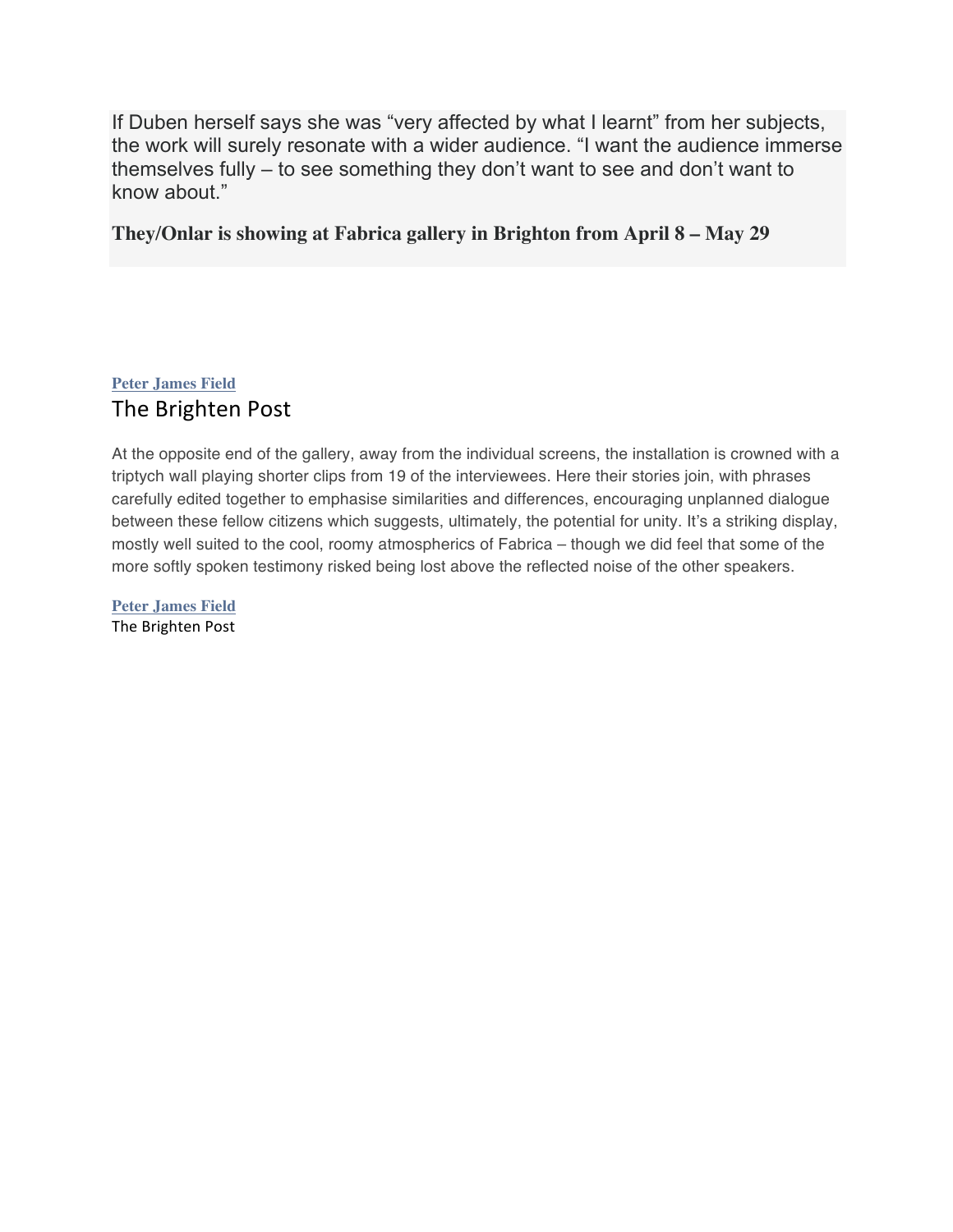If Duben herself says she was "very affected by what I learnt" from her subjects, the work will surely resonate with a wider audience. "I want the audience immerse themselves fully – to see something they don't want to see and don't want to know about."

**They/Onlar is showing at Fabrica gallery in Brighton from April 8 – May 29**

**Peter James Field**

The Brighten Post

At the opposite end of the gallery, away from the individual screens, the installation is crowned with a triptych wall playing shorter clips from 19 of the interviewees. Here their stories join, with phrases carefully edited together to emphasise similarities and differences, encouraging unplanned dialogue between these fellow citizens which suggests, ultimately, the potential for unity. It's a striking display, mostly well suited to the cool, roomy atmospherics of Fabrica – though we did feel that some of the more softly spoken testimony risked being lost above the reflected noise of the other speakers.

**Peter James Field**
The Brighten Post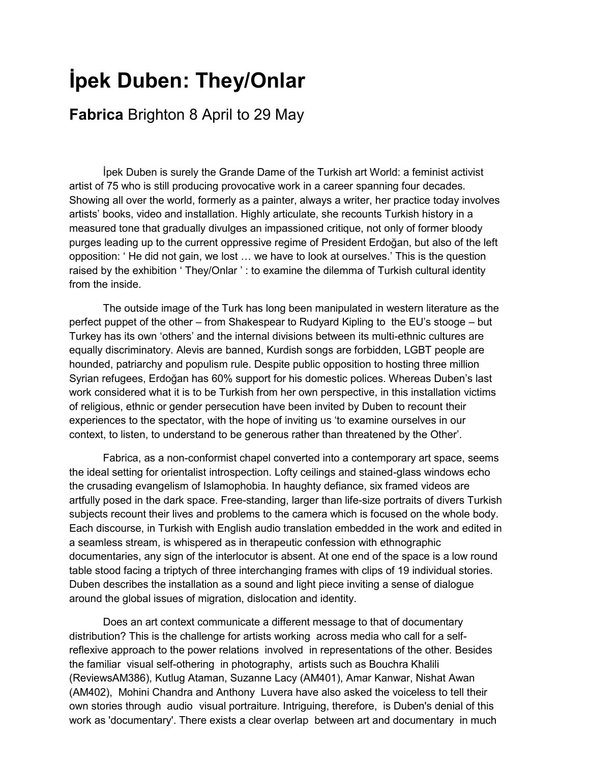# İpek Duben: They/Onlar

## **Fabrica** Brighton 8 April to 29 May

İpek Duben is surely the Grande Dame of the Turkish art World: a feminist activist artist of 75 who is still producing provocative work in a career spanning four decades. Showing all over the world, formerly as a painter, always a writer, her practice today involves artists' books, video and installation. Highly articulate, she recounts Turkish history in a measured tone that gradually divulges an impassioned critique, not only of former bloody purges leading up to the current oppressive regime of President Erdoğan, but also of the left opposition: ' He did not gain, we lost … we have to look at ourselves.' This is the question raised by the exhibition ' They/Onlar ' : to examine the dilemma of Turkish cultural identity from the inside.

The outside image of the Turk has long been manipulated in western literature as the perfect puppet of the other – from Shakespear to Rudyard Kipling to the EU's stooge – but Turkey has its own 'others' and the internal divisions between its multi-ethnic cultures are equally discriminatory. Alevis are banned, Kurdish songs are forbidden, LGBT people are hounded, patriarchy and populism rule. Despite public opposition to hosting three million Syrian refugees, Erdoğan has 60% support for his domestic polices. Whereas Duben's last work considered what it is to be Turkish from her own perspective, in this installation victims of religious, ethnic or gender persecution have been invited by Duben to recount their experiences to the spectator, with the hope of inviting us 'to examine ourselves in our context, to listen, to understand to be generous rather than threatened by the Other'.

Fabrica, as a non-conformist chapel converted into a contemporary art space, seems the ideal setting for orientalist introspection. Lofty ceilings and stained-glass windows echo the crusading evangelism of Islamophobia. In haughty defiance, six framed videos are artfully posed in the dark space. Free-standing, larger than life-size portraits of divers Turkish subjects recount their lives and problems to the camera which is focused on the whole body. Each discourse, in Turkish with English audio translation embedded in the work and edited in a seamless stream, is whispered as in therapeutic confession with ethnographic documentaries, any sign of the interlocutor is absent. At one end of the space is a low round table stood facing a triptych of three interchanging frames with clips of 19 individual stories. Duben describes the installation as a sound and light piece inviting a sense of dialogue around the global issues of migration, dislocation and identity.

Does an art context communicate a different message to that of documentary distribution? This is the challenge for artists working across media who call for a self-reflexive approach to the power relations involved in representations of the other. Besides the familiar visual self-othering in photography, artists such as Bouchra Khalili (ReviewsAM386), Kutlug Ataman, Suzanne Lacy (AM401), Amar Kanwar, Nishat Awan (AM402), Mohini Chandra and Anthony Luvera have also asked the voiceless to tell their own stories through audio visual portraiture. Intriguing, therefore, is Duben's denial of this work as 'documentary'. There exists a clear overlap between art and documentary in much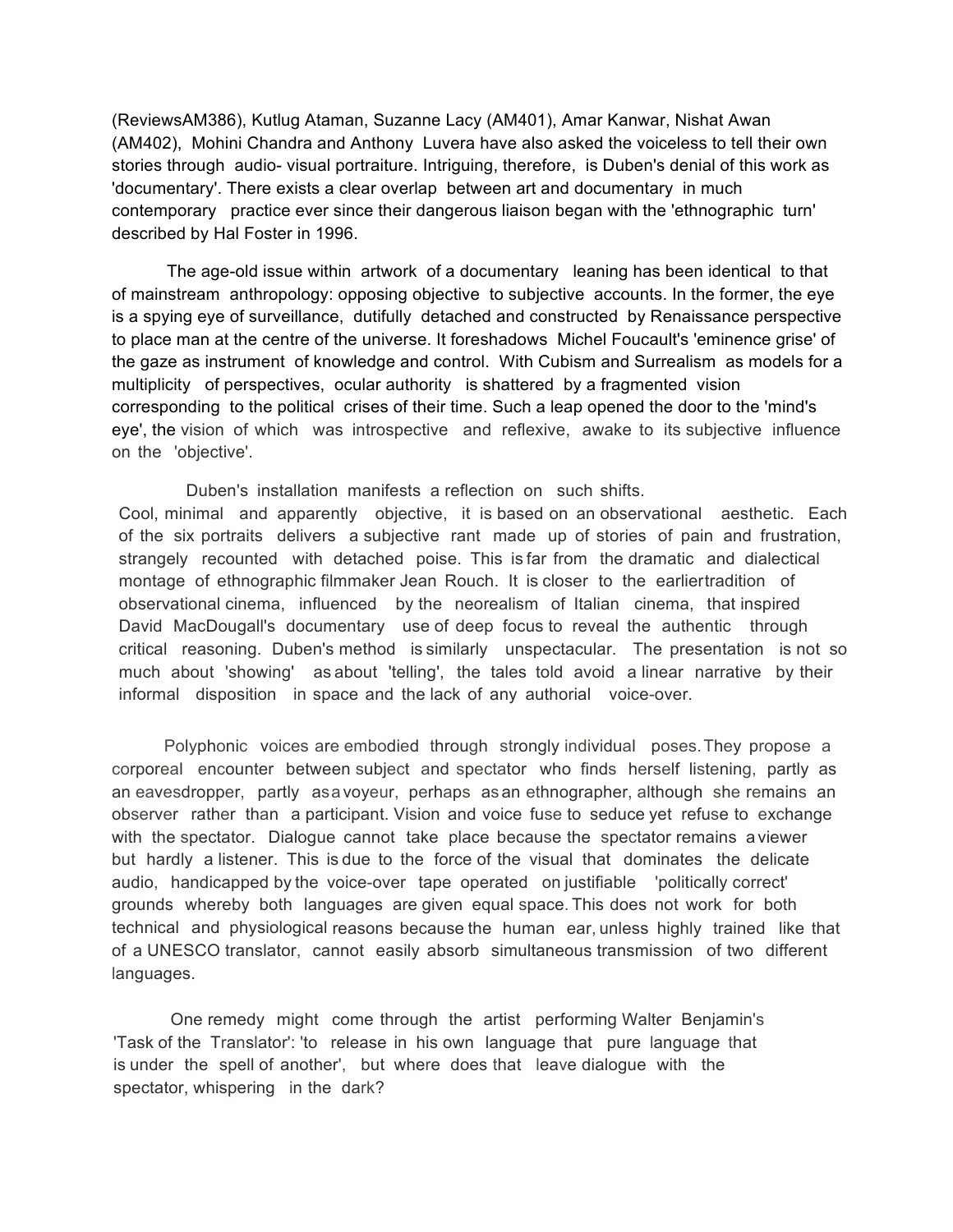(ReviewsAM386), Kutlug Ataman, Suzanne Lacy (AM401), Amar Kanwar, Nishat Awan (AM402), Mohini Chandra and Anthony Luvera have also asked the voiceless to tell their own stories through audio- visual portraiture. Intriguing, therefore, is Duben's denial of this work as 'documentary'. There exists a clear overlap between art and documentary in much contemporary practice ever since their dangerous liaison began with the 'ethnographic turn' described by Hal Foster in 1996.

The age-old issue within artwork of a documentary leaning has been identical to that of mainstream anthropology: opposing objective to subjective accounts. In the former, the eye is a spying eye of surveillance, dutifully detached and constructed by Renaissance perspective to place man at the centre of the universe. It foreshadows Michel Foucault's 'eminence grise' of the gaze as instrument of knowledge and control. With Cubism and Surrealism as models for a multiplicity of perspectives, ocular authority is shattered by a fragmented vision corresponding to the political crises of their time. Such a leap opened the door to the 'mind's eye', the vision of which was introspective and reflexive, awake to its subjective influence on the 'objective'.

Duben's installation manifests a reflection on such shifts. Cool, minimal and apparently objective, it is based on an observational aesthetic. Each of the six portraits delivers a subjective rant made up of stories of pain and frustration, strangely recounted with detached poise. This is far from the dramatic and dialectical montage of ethnographic filmmaker Jean Rouch. It is closer to the earliertradition of observational cinema, influenced by the neorealism of Italian cinema, that inspired David MacDougall's documentary use of deep focus to reveal the authentic through critical reasoning. Duben's method is similarly unspectacular. The presentation is not so much about 'showing' as about 'telling', the tales told avoid a linear narrative by their informal disposition in space and the lack of any authorial voice-over.

Polyphonic voices are embodied through strongly individual poses. They propose a corporeal encounter between subject and spectator who finds herself listening, partly as an eavesdropper, partly as a voyeur, perhaps as an ethnographer, although she remains an observer rather than a participant. Vision and voice fuse to seduce yet refuse to exchange with the spectator. Dialogue cannot take place because the spectator remains a viewer but hardly a listener. This is due to the force of the visual that dominates the delicate audio, handicapped by the voice-over tape operated on justifiable 'politically correct' grounds whereby both languages are given equal space. This does not work for both technical and physiological reasons because the human ear, unless highly trained like that of a UNESCO translator, cannot easily absorb simultaneous transmission of two different languages.

One remedy might come through the artist performing Walter Benjamin's 'Task of the Translator': 'to release in his own language that pure language that is under the spell of another', but where does that leave dialogue with the spectator, whispering in the dark?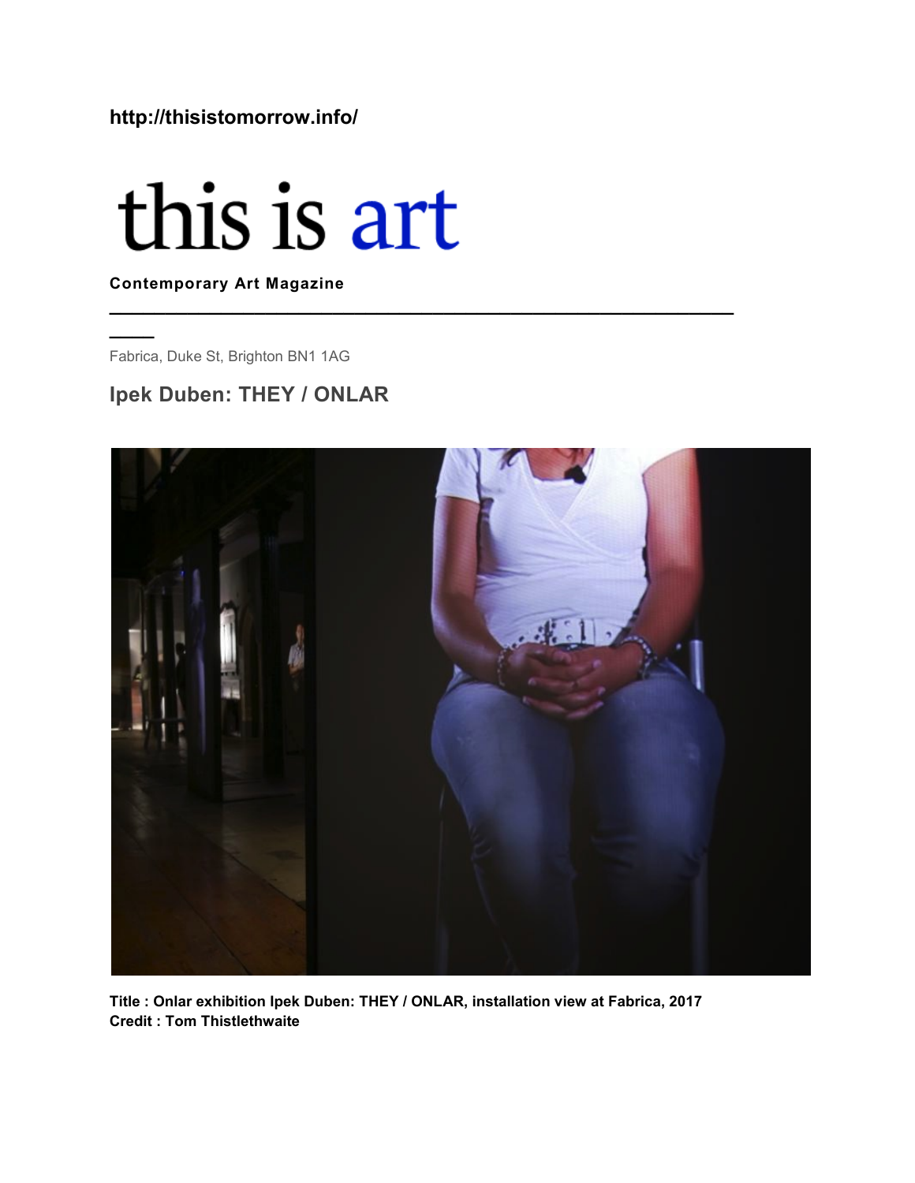**http://thisistomorrow.info/**

# this is art

**Contemporary Art Magazine**

Fabrica, Duke St, Brighton BN1 1AG

## Ipek Duben: THEY / ONLAR

**Title : Onlar exhibition Ipek Duben: THEY / ONLAR, installation view at Fabrica, 2017**
**Credit : Tom Thistlethwaite**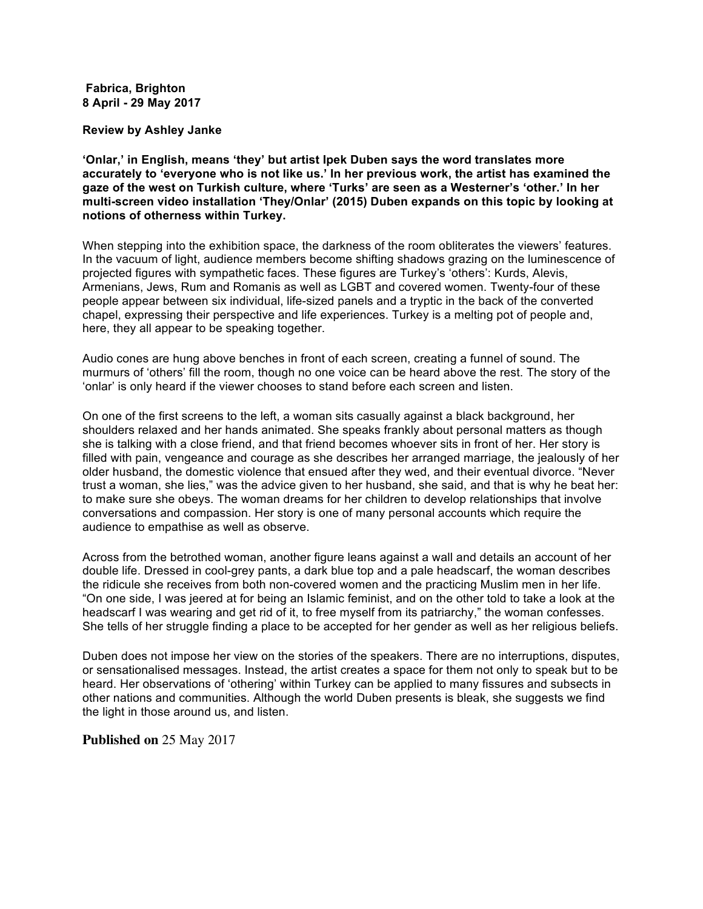**Fabrica, Brighton**
**8 April - 29 May 2017**

**Review by Ashley Janke**

**'Onlar,' in English, means 'they' but artist Ipek Duben says the word translates more accurately to 'everyone who is not like us.' In her previous work, the artist has examined the gaze of the west on Turkish culture, where 'Turks' are seen as a Westerner's 'other.' In her multi-screen video installation 'They/Onlar' (2015) Duben expands on this topic by looking at notions of otherness within Turkey.**

When stepping into the exhibition space, the darkness of the room obliterates the viewers' features. In the vacuum of light, audience members become shifting shadows grazing on the luminescence of projected figures with sympathetic faces. These figures are Turkey's 'others': Kurds, Alevis, Armenians, Jews, Rum and Romanis as well as LGBT and covered women. Twenty-four of these people appear between six individual, life-sized panels and a tryptic in the back of the converted chapel, expressing their perspective and life experiences. Turkey is a melting pot of people and, here, they all appear to be speaking together.

Audio cones are hung above benches in front of each screen, creating a funnel of sound. The murmurs of 'others' fill the room, though no one voice can be heard above the rest. The story of the 'onlar' is only heard if the viewer chooses to stand before each screen and listen.

On one of the first screens to the left, a woman sits casually against a black background, her shoulders relaxed and her hands animated. She speaks frankly about personal matters as though she is talking with a close friend, and that friend becomes whoever sits in front of her. Her story is filled with pain, vengeance and courage as she describes her arranged marriage, the jealously of her older husband, the domestic violence that ensued after they wed, and their eventual divorce. "Never trust a woman, she lies," was the advice given to her husband, she said, and that is why he beat her: to make sure she obeys. The woman dreams for her children to develop relationships that involve conversations and compassion. Her story is one of many personal accounts which require the audience to empathise as well as observe.

Across from the betrothed woman, another figure leans against a wall and details an account of her double life. Dressed in cool-grey pants, a dark blue top and a pale headscarf, the woman describes the ridicule she receives from both non-covered women and the practicing Muslim men in her life. "On one side, I was jeered at for being an Islamic feminist, and on the other told to take a look at the headscarf I was wearing and get rid of it, to free myself from its patriarchy," the woman confesses. She tells of her struggle finding a place to be accepted for her gender as well as her religious beliefs.

Duben does not impose her view on the stories of the speakers. There are no interruptions, disputes, or sensationalised messages. Instead, the artist creates a space for them not only to speak but to be heard. Her observations of 'othering' within Turkey can be applied to many fissures and subsects in other nations and communities. Although the world Duben presents is bleak, she suggests we find the light in those around us, and listen.

**Published on** 25 May 2017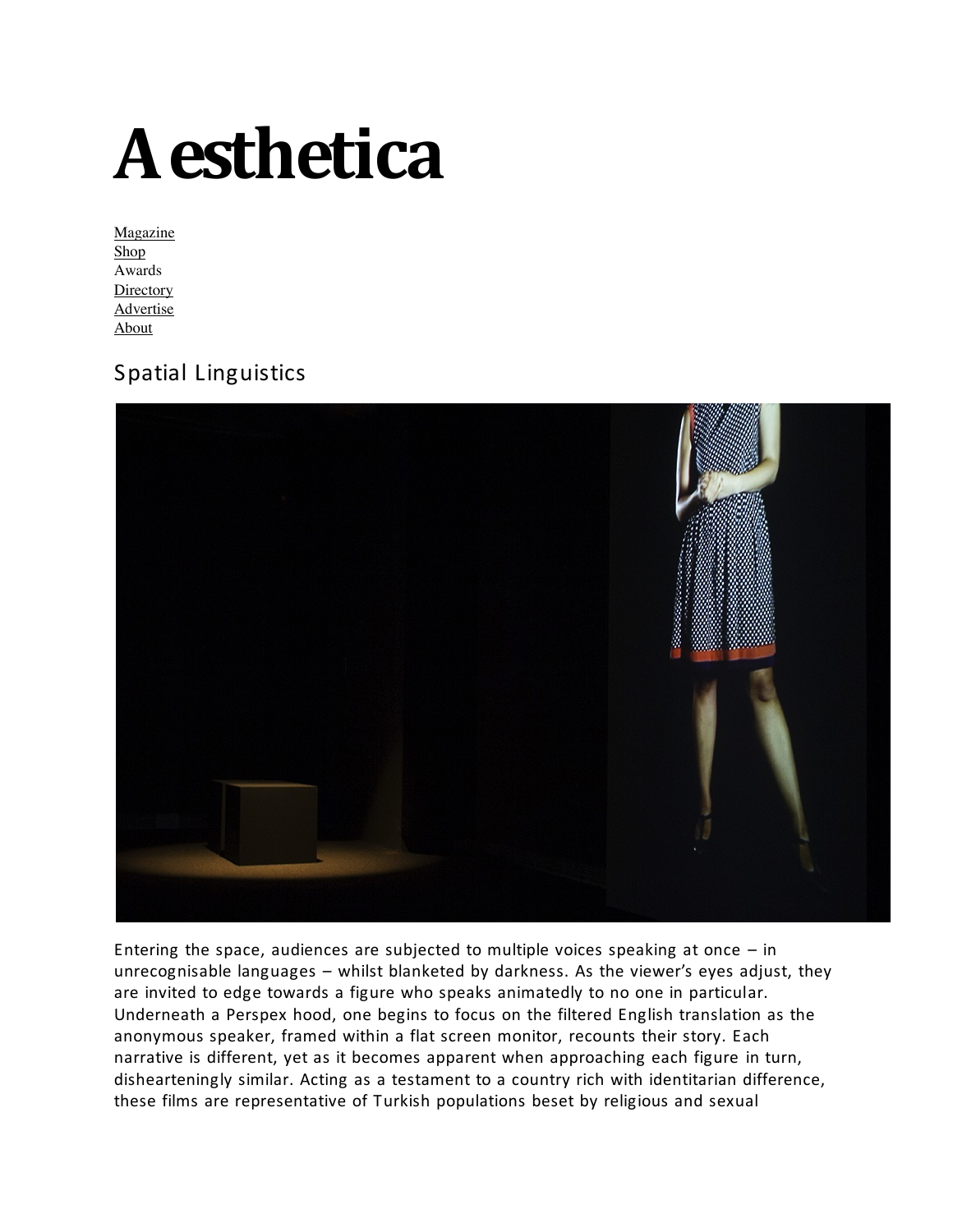# Aesthetica

Magazine
Shop
Awards
Directory
Advertise
About

## Spatial Linguistics

Entering the space, audiences are subjected to multiple voices speaking at once – in unrecognisable languages – whilst blanketed by darkness. As the viewer's eyes adjust, they are invited to edge towards a figure who speaks animatedly to no one in particular. Underneath a Perspex hood, one begins to focus on the filtered English translation as the anonymous speaker, framed within a flat screen monitor, recounts their story. Each narrative is different, yet as it becomes apparent when approaching each figure in turn, dishearteningly similar. Acting as a testament to a country rich with identitarian difference, these films are representative of Turkish populations beset by religious and sexual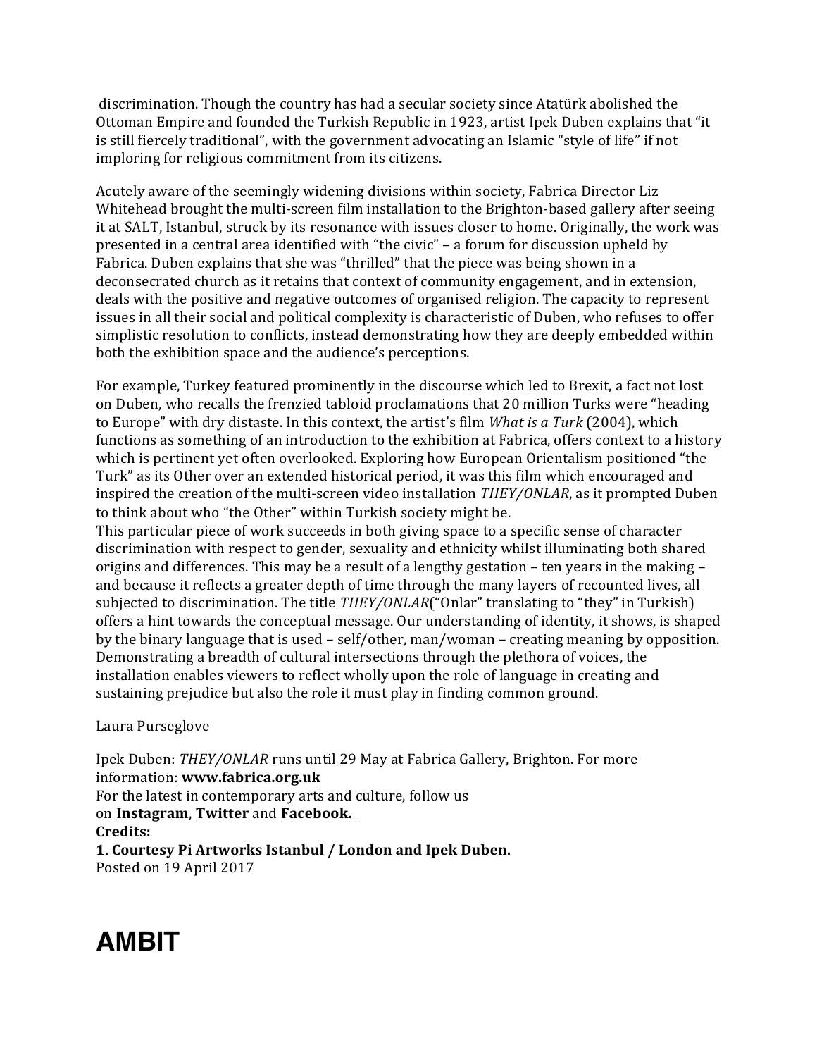discrimination. Though the country has had a secular society since Atatürk abolished the Ottoman Empire and founded the Turkish Republic in 1923, artist Ipek Duben explains that "it is still fiercely traditional", with the government advocating an Islamic "style of life" if not imploring for religious commitment from its citizens.

Acutely aware of the seemingly widening divisions within society, Fabrica Director Liz Whitehead brought the multi-screen film installation to the Brighton-based gallery after seeing it at SALT, Istanbul, struck by its resonance with issues closer to home. Originally, the work was presented in a central area identified with "the civic" – a forum for discussion upheld by Fabrica. Duben explains that she was "thrilled" that the piece was being shown in a deconsecrated church as it retains that context of community engagement, and in extension, deals with the positive and negative outcomes of organised religion. The capacity to represent issues in all their social and political complexity is characteristic of Duben, who refuses to offer simplistic resolution to conflicts, instead demonstrating how they are deeply embedded within both the exhibition space and the audience's perceptions.

For example, Turkey featured prominently in the discourse which led to Brexit, a fact not lost on Duben, who recalls the frenzied tabloid proclamations that 20 million Turks were "heading to Europe" with dry distaste. In this context, the artist's film *What is a Turk* (2004), which functions as something of an introduction to the exhibition at Fabrica, offers context to a history which is pertinent yet often overlooked. Exploring how European Orientalism positioned "the Turk" as its Other over an extended historical period, it was this film which encouraged and inspired the creation of the multi-screen video installation *THEY/ONLAR*, as it prompted Duben to think about who "the Other" within Turkish society might be.
This particular piece of work succeeds in both giving space to a specific sense of character discrimination with respect to gender, sexuality and ethnicity whilst illuminating both shared origins and differences. This may be a result of a lengthy gestation – ten years in the making – and because it reflects a greater depth of time through the many layers of recounted lives, all subjected to discrimination. The title *THEY/ONLAR*("Onlar" translating to "they" in Turkish) offers a hint towards the conceptual message. Our understanding of identity, it shows, is shaped by the binary language that is used – self/other, man/woman – creating meaning by opposition. Demonstrating a breadth of cultural intersections through the plethora of voices, the installation enables viewers to reflect wholly upon the role of language in creating and sustaining prejudice but also the role it must play in finding common ground.

Laura Purseglove

Ipek Duben: *THEY/ONLAR* runs until 29 May at Fabrica Gallery, Brighton. For more information: **www.fabrica.org.uk**
For the latest in contemporary arts and culture, follow us on **Instagram**, **Twitter** and **Facebook.**
**Credits:**
**1. Courtesy Pi Artworks Istanbul / London and Ipek Duben.**
Posted on 19 April 2017

# AMBIT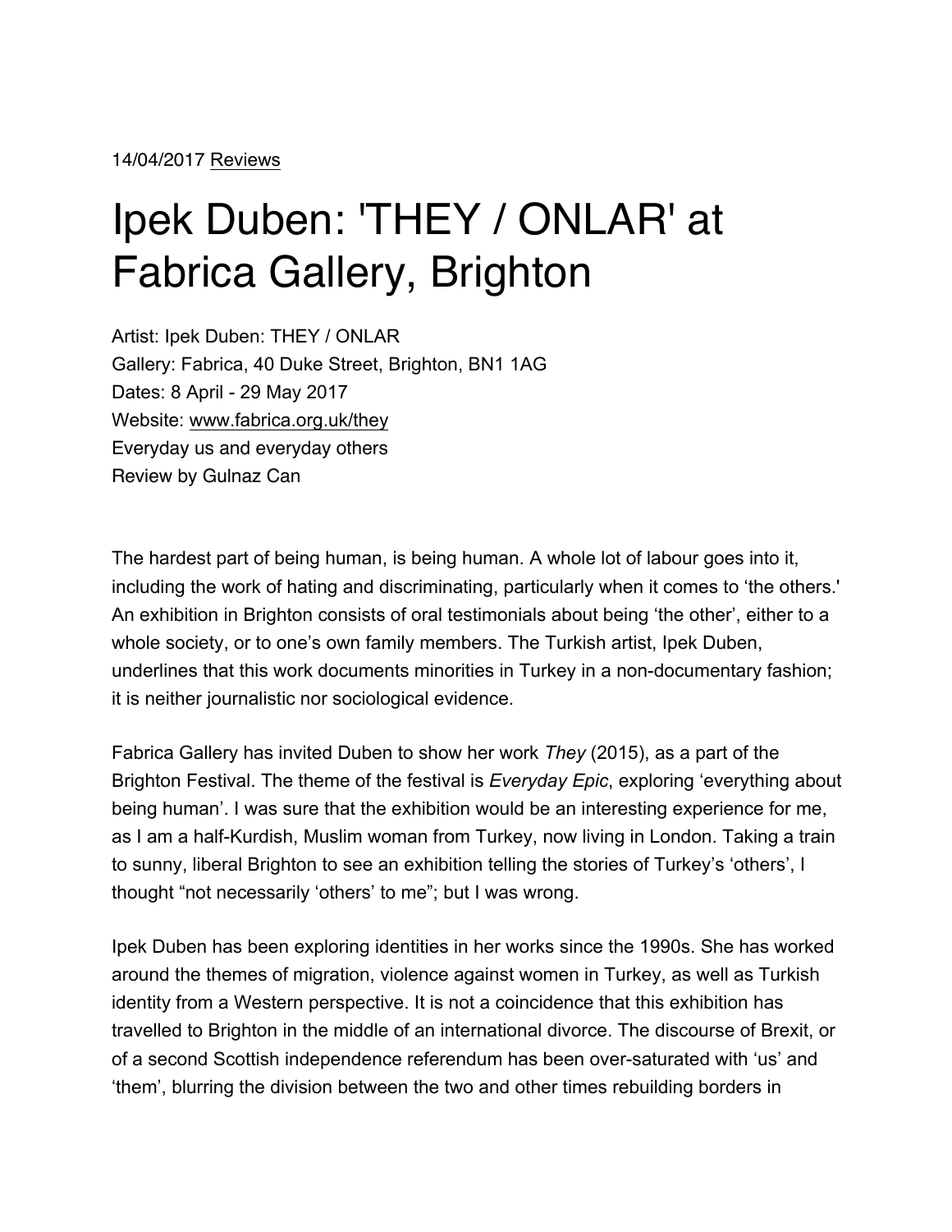14/04/2017 Reviews

# Ipek Duben: 'THEY / ONLAR' at Fabrica Gallery, Brighton

Artist: Ipek Duben: THEY / ONLAR
Gallery: Fabrica, 40 Duke Street, Brighton, BN1 1AG
Dates: 8 April - 29 May 2017
Website: www.fabrica.org.uk/they
Everyday us and everyday others
Review by Gulnaz Can

The hardest part of being human, is being human. A whole lot of labour goes into it, including the work of hating and discriminating, particularly when it comes to 'the others.' An exhibition in Brighton consists of oral testimonials about being 'the other', either to a whole society, or to one's own family members. The Turkish artist, Ipek Duben, underlines that this work documents minorities in Turkey in a non-documentary fashion; it is neither journalistic nor sociological evidence.

Fabrica Gallery has invited Duben to show her work *They* (2015), as a part of the Brighton Festival. The theme of the festival is *Everyday Epic*, exploring 'everything about being human'. I was sure that the exhibition would be an interesting experience for me, as I am a half-Kurdish, Muslim woman from Turkey, now living in London. Taking a train to sunny, liberal Brighton to see an exhibition telling the stories of Turkey's 'others', I thought "not necessarily 'others' to me"; but I was wrong.

Ipek Duben has been exploring identities in her works since the 1990s. She has worked around the themes of migration, violence against women in Turkey, as well as Turkish identity from a Western perspective. It is not a coincidence that this exhibition has travelled to Brighton in the middle of an international divorce. The discourse of Brexit, or of a second Scottish independence referendum has been over-saturated with 'us' and 'them', blurring the division between the two and other times rebuilding borders in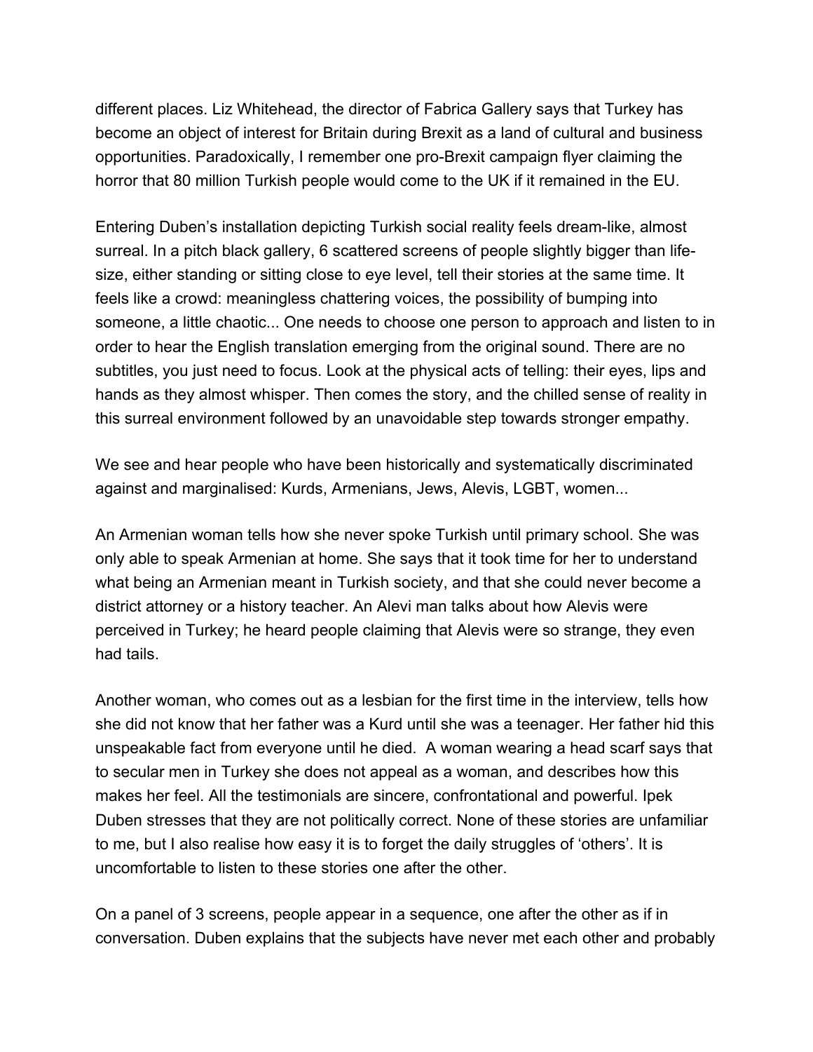different places. Liz Whitehead, the director of Fabrica Gallery says that Turkey has become an object of interest for Britain during Brexit as a land of cultural and business opportunities. Paradoxically, I remember one pro-Brexit campaign flyer claiming the horror that 80 million Turkish people would come to the UK if it remained in the EU.

Entering Duben's installation depicting Turkish social reality feels dream-like, almost surreal. In a pitch black gallery, 6 scattered screens of people slightly bigger than life-size, either standing or sitting close to eye level, tell their stories at the same time. It feels like a crowd: meaningless chattering voices, the possibility of bumping into someone, a little chaotic... One needs to choose one person to approach and listen to in order to hear the English translation emerging from the original sound. There are no subtitles, you just need to focus. Look at the physical acts of telling: their eyes, lips and hands as they almost whisper. Then comes the story, and the chilled sense of reality in this surreal environment followed by an unavoidable step towards stronger empathy.

We see and hear people who have been historically and systematically discriminated against and marginalised: Kurds, Armenians, Jews, Alevis, LGBT, women...

An Armenian woman tells how she never spoke Turkish until primary school. She was only able to speak Armenian at home. She says that it took time for her to understand what being an Armenian meant in Turkish society, and that she could never become a district attorney or a history teacher. An Alevi man talks about how Alevis were perceived in Turkey; he heard people claiming that Alevis were so strange, they even had tails.

Another woman, who comes out as a lesbian for the first time in the interview, tells how she did not know that her father was a Kurd until she was a teenager. Her father hid this unspeakable fact from everyone until he died. A woman wearing a head scarf says that to secular men in Turkey she does not appeal as a woman, and describes how this makes her feel. All the testimonials are sincere, confrontational and powerful. Ipek Duben stresses that they are not politically correct. None of these stories are unfamiliar to me, but I also realise how easy it is to forget the daily struggles of 'others'. It is uncomfortable to listen to these stories one after the other.

On a panel of 3 screens, people appear in a sequence, one after the other as if in conversation. Duben explains that the subjects have never met each other and probably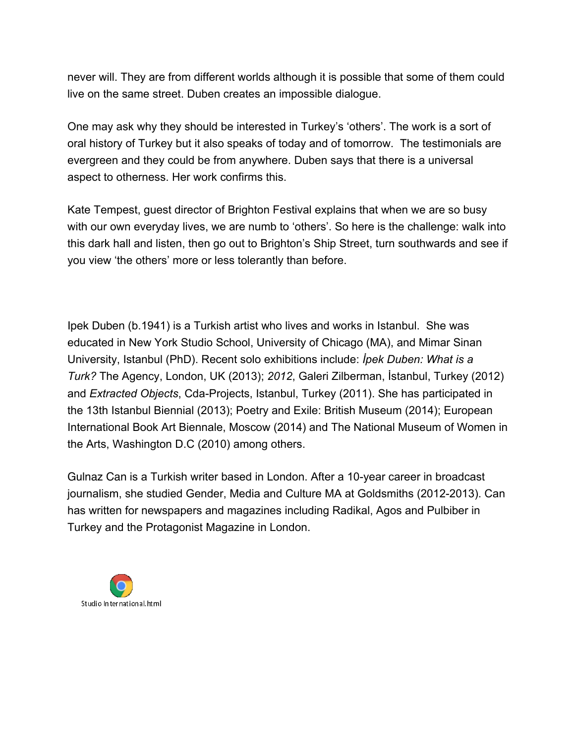never will. They are from different worlds although it is possible that some of them could live on the same street. Duben creates an impossible dialogue.

One may ask why they should be interested in Turkey's 'others'. The work is a sort of oral history of Turkey but it also speaks of today and of tomorrow. The testimonials are evergreen and they could be from anywhere. Duben says that there is a universal aspect to otherness. Her work confirms this.

Kate Tempest, guest director of Brighton Festival explains that when we are so busy with our own everyday lives, we are numb to 'others'. So here is the challenge: walk into this dark hall and listen, then go out to Brighton's Ship Street, turn southwards and see if you view 'the others' more or less tolerantly than before.

Ipek Duben (b.1941) is a Turkish artist who lives and works in Istanbul. She was educated in New York Studio School, University of Chicago (MA), and Mimar Sinan University, Istanbul (PhD). Recent solo exhibitions include: *İpek Duben: What is a Turk?* The Agency, London, UK (2013); *2012*, Galeri Zilberman, İstanbul, Turkey (2012) and *Extracted Objects*, Cda-Projects, Istanbul, Turkey (2011). She has participated in the 13th Istanbul Biennial (2013); Poetry and Exile: British Museum (2014); European International Book Art Biennale, Moscow (2014) and The National Museum of Women in the Arts, Washington D.C (2010) among others.

Gulnaz Can is a Turkish writer based in London. After a 10-year career in broadcast journalism, she studied Gender, Media and Culture MA at Goldsmiths (2012-2013). Can has written for newspapers and magazines including Radikal, Agos and Pulbiber in Turkey and the Protagonist Magazine in London.

Studio International.html